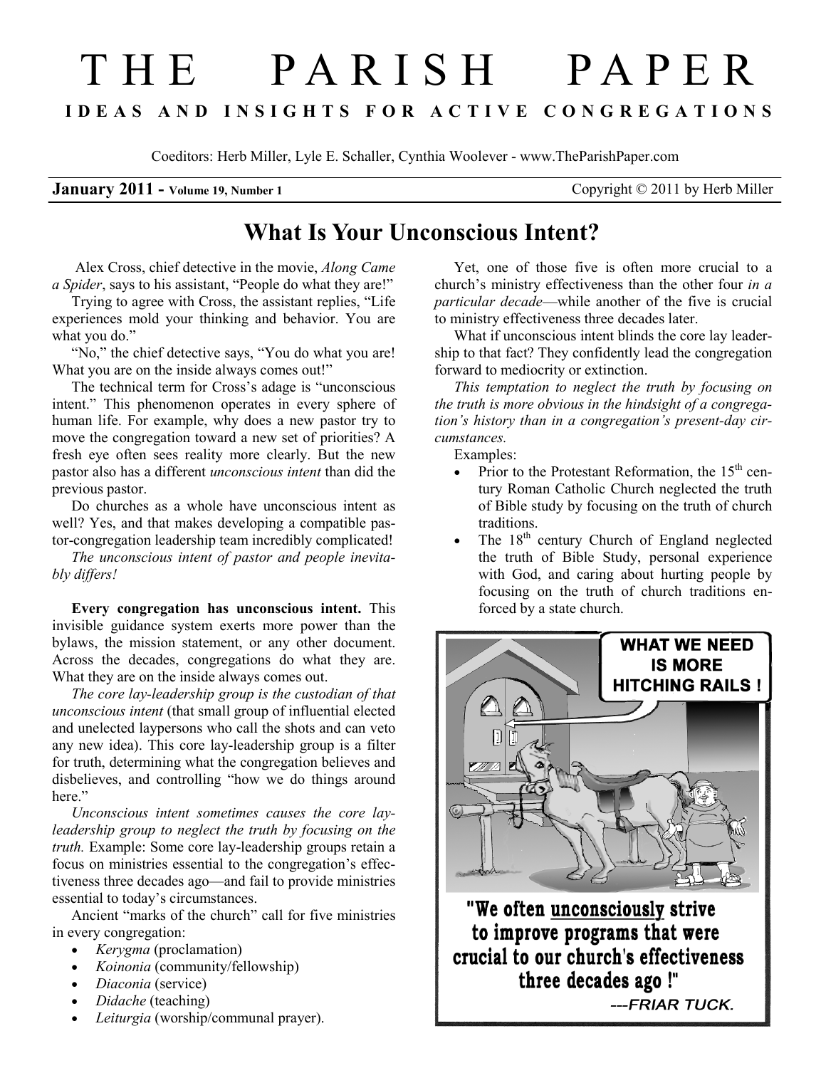# THE PARISH PAPER

**IDEAS AND INSIGHTS FOR ACTIVE CONGREGATIONS**

Coeditors: Herb Miller, Lyle E. Schaller, Cynthia Woolever - www.TheParishPaper.com

**January 2011 - Volume 19, Number 1** Copyright © 2011 by Herb Miller

## What Is Your Unconscious Intent?

Alex Cross, chief detective in the movie, *Along Came a Spider*, says to his assistant, "People do what they are!"

Trying to agree with Cross, the assistant replies, "Life experiences mold your thinking and behavior. You are what you do."

"No," the chief detective says, "You do what you are! What you are on the inside always comes out!"

The technical term for Cross's adage is "unconscious intent." This phenomenon operates in every sphere of human life. For example, why does a new pastor try to move the congregation toward a new set of priorities? A fresh eye often sees reality more clearly. But the new pastor also has a different *unconscious intent* than did the previous pastor.

Do churches as a whole have unconscious intent as well? Yes, and that makes developing a compatible pastor-congregation leadership team incredibly complicated!

*The unconscious intent of pastor and people inevitably differs!*

**Every congregation has unconscious intent.** This invisible guidance system exerts more power than the bylaws, the mission statement, or any other document. Across the decades, congregations do what they are. What they are on the inside always comes out.

*The core lay-leadership group is the custodian of that unconscious intent* (that small group of influential elected and unelected laypersons who call the shots and can veto any new idea). This core lay-leadership group is a filter for truth, determining what the congregation believes and disbelieves, and controlling "how we do things around here."

*Unconscious intent sometimes causes the core lay-leadership group to neglect the truth by focusing on the truth.* Example: Some core lay-leadership groups retain a focus on ministries essential to the congregation's effectiveness three decades ago—and fail to provide ministries essential to today's circumstances.

Ancient "marks of the church" call for five ministries in every congregation:

- *Kerygma* (proclamation)
- *Koinonia* (community/fellowship)
- *Diaconia* (service)
- *Didache* (teaching)
- *Leiturgia* (worship/communal prayer).

Yet, one of those five is often more crucial to a church's ministry effectiveness than the other four *in a particular decade*—while another of the five is crucial to ministry effectiveness three decades later.

What if unconscious intent blinds the core lay leadership to that fact? They confidently lead the congregation forward to mediocrity or extinction.

*This temptation to neglect the truth by focusing on the truth is more obvious in the hindsight of a congregation's history than in a congregation's present-day circumstances.*

Examples:

- Prior to the Protestant Reformation, the 15th century Roman Catholic Church neglected the truth of Bible study by focusing on the truth of church traditions.
- The 18th century Church of England neglected the truth of Bible Study, personal experience with God, and caring about hurting people by focusing on the truth of church traditions enforced by a state church.

"We often <u>unconsciously</u> strive to improve programs that were crucial to our church's effectiveness three decades ago!" ---FRIAR TUCK.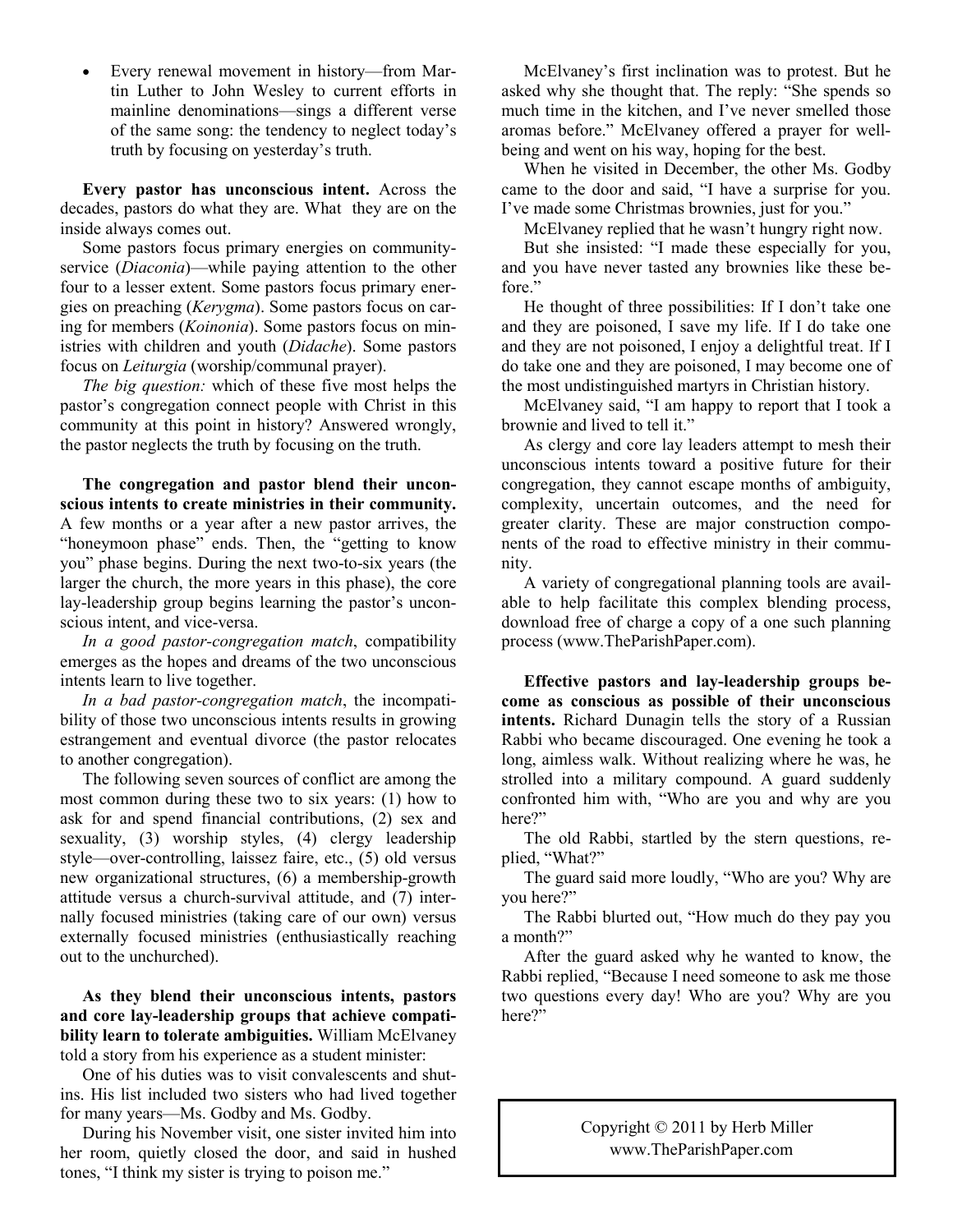- Every renewal movement in history—from Martin Luther to John Wesley to current efforts in mainline denominations—sings a different verse of the same song: the tendency to neglect today's truth by focusing on yesterday's truth.

**Every pastor has unconscious intent.** Across the decades, pastors do what they are. What they are on the inside always comes out.

Some pastors focus primary energies on community-service (*Diaconia*)—while paying attention to the other four to a lesser extent. Some pastors focus primary energies on preaching (*Kerygma*). Some pastors focus on caring for members (*Koinonia*). Some pastors focus on ministries with children and youth (*Didache*). Some pastors focus on *Leiturgia* (worship/communal prayer).

*The big question:* which of these five most helps the pastor's congregation connect people with Christ in this community at this point in history? Answered wrongly, the pastor neglects the truth by focusing on the truth.

**The congregation and pastor blend their unconscious intents to create ministries in their community.** A few months or a year after a new pastor arrives, the "honeymoon phase" ends. Then, the "getting to know you" phase begins. During the next two-to-six years (the larger the church, the more years in this phase), the core lay-leadership group begins learning the pastor's unconscious intent, and vice-versa.

*In a good pastor-congregation match*, compatibility emerges as the hopes and dreams of the two unconscious intents learn to live together.

*In a bad pastor-congregation match*, the incompatibility of those two unconscious intents results in growing estrangement and eventual divorce (the pastor relocates to another congregation).

The following seven sources of conflict are among the most common during these two to six years: (1) how to ask for and spend financial contributions, (2) sex and sexuality, (3) worship styles, (4) clergy leadership style—over-controlling, laissez faire, etc., (5) old versus new organizational structures, (6) a membership-growth attitude versus a church-survival attitude, and (7) internally focused ministries (taking care of our own) versus externally focused ministries (enthusiastically reaching out to the unchurched).

**As they blend their unconscious intents, pastors and core lay-leadership groups that achieve compatibility learn to tolerate ambiguities.** William McElvaney told a story from his experience as a student minister:

One of his duties was to visit convalescents and shut-ins. His list included two sisters who had lived together for many years—Ms. Godby and Ms. Godby.

During his November visit, one sister invited him into her room, quietly closed the door, and said in hushed tones, "I think my sister is trying to poison me."

McElvaney's first inclination was to protest. But he asked why she thought that. The reply: "She spends so much time in the kitchen, and I've never smelled those aromas before." McElvaney offered a prayer for well-being and went on his way, hoping for the best.

When he visited in December, the other Ms. Godby came to the door and said, "I have a surprise for you. I've made some Christmas brownies, just for you."

McElvaney replied that he wasn't hungry right now.

But she insisted: "I made these especially for you, and you have never tasted any brownies like these before."

He thought of three possibilities: If I don't take one and they are poisoned, I save my life. If I do take one and they are not poisoned, I enjoy a delightful treat. If I do take one and they are poisoned, I may become one of the most undistinguished martyrs in Christian history.

McElvaney said, "I am happy to report that I took a brownie and lived to tell it."

As clergy and core lay leaders attempt to mesh their unconscious intents toward a positive future for their congregation, they cannot escape months of ambiguity, complexity, uncertain outcomes, and the need for greater clarity. These are major construction components of the road to effective ministry in their community.

A variety of congregational planning tools are available to help facilitate this complex blending process, download free of charge a copy of a one such planning process (www.TheParishPaper.com).

**Effective pastors and lay-leadership groups become as conscious as possible of their unconscious intents.** Richard Dunagin tells the story of a Russian Rabbi who became discouraged. One evening he took a long, aimless walk. Without realizing where he was, he strolled into a military compound. A guard suddenly confronted him with, "Who are you and why are you here?"

The old Rabbi, startled by the stern questions, replied, "What?"

The guard said more loudly, "Who are you? Why are you here?"

The Rabbi blurted out, "How much do they pay you a month?"

After the guard asked why he wanted to know, the Rabbi replied, "Because I need someone to ask me those two questions every day! Who are you? Why are you here?"

Copyright © 2011 by Herb Miller
www.TheParishPaper.com